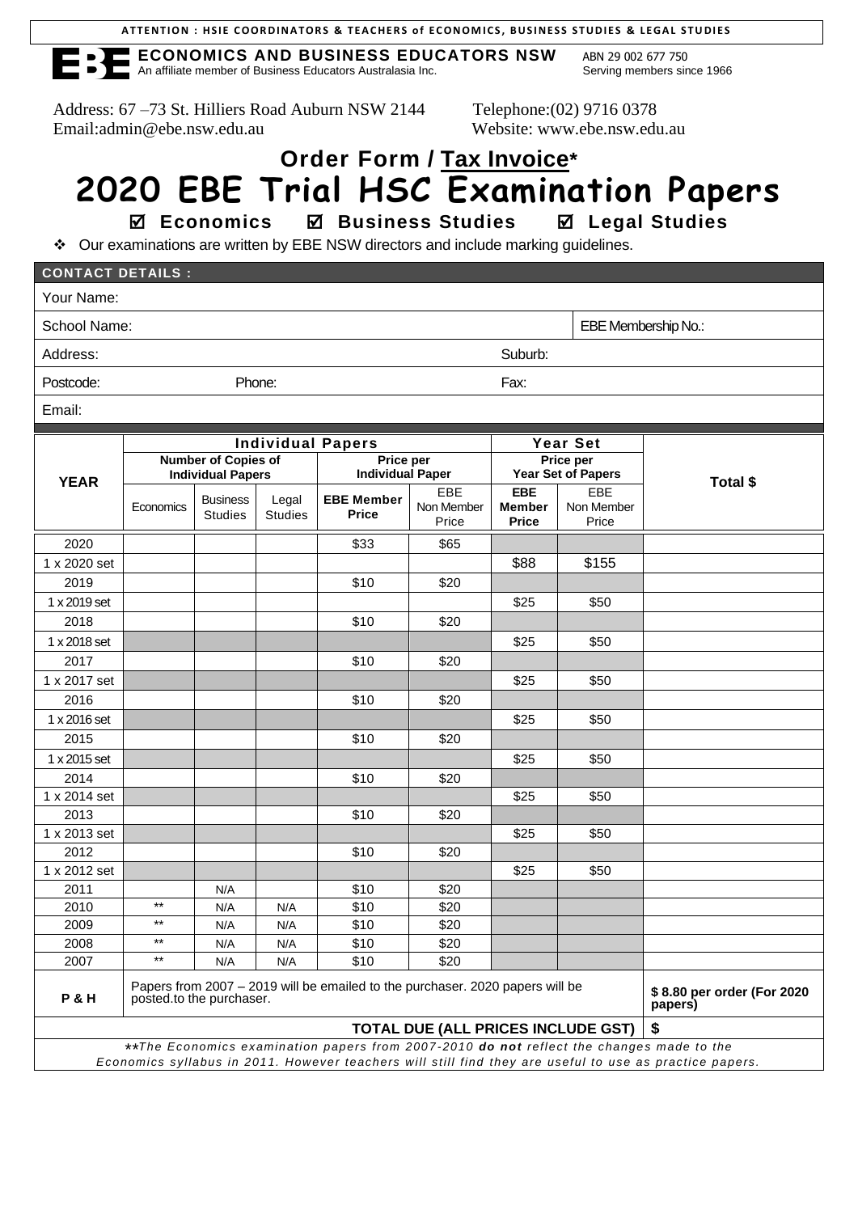**ATTENTION : HSIE COORDINATORS & TEACHERS of ECONOMICS, BUSINESS STUDIES & LEGAL STUDIES**

**ECONOMICS AND BUSINESS EDUCATORS NSW** ABN 29 002 677 750
An affiliate member of Business Educators Australasia Inc. Serving members since 1966

Address: 67 –73 St. Hilliers Road Auburn NSW 2144 Telephone:(02) 9716 0378
Email:admin@ebe.nsw.edu.au Website: www.ebe.nsw.edu.au

# Order Form / Tax Invoice*

# 2020 EBE Trial HSC Examination Papers

☑ **Economics** ☑ **Business Studies** ☑ **Legal Studies**

❖ Our examinations are written by EBE NSW directors and include marking guidelines.

| **CONTACT DETAILS :** | | |
|---|---|---|
| Your Name: | | |
| School Name: | | EBE Membership No.: |
| Address: | Suburb: | |
| Postcode: Phone: | Fax: | |
| Email: | | |

| YEAR | Individual Papers | | | | | Year Set | | Total $ |
|---|---|---|---|---|---|---|---|---|
| | Number of Copies of Individual Papers | | | Price per Individual Paper | | Price per Year Set of Papers | | |
| | Economics | Business Studies | Legal Studies | **EBE Member Price** | EBE Non Member Price | **EBE Member Price** | EBE Non Member Price | |
| 2020 | | | | $33 | $65 | | | |
| 1 x 2020 set | | | | | | $88 | $155 | |
| 2019 | | | | $10 | $20 | | | |
| 1 x 2019 set | | | | | | $25 | $50 | |
| 2018 | | | | $10 | $20 | | | |
| 1 x 2018 set | | | | | | $25 | $50 | |
| 2017 | | | | $10 | $20 | | | |
| 1 x 2017 set | | | | | | $25 | $50 | |
| 2016 | | | | $10 | $20 | | | |
| 1 x 2016 set | | | | | | $25 | $50 | |
| 2015 | | | | $10 | $20 | | | |
| 1 x 2015 set | | | | | | $25 | $50 | |
| 2014 | | | | $10 | $20 | | | |
| 1 x 2014 set | | | | | | $25 | $50 | |
| 2013 | | | | $10 | $20 | | | |
| 1 x 2013 set | | | | | | $25 | $50 | |
| 2012 | | | | $10 | $20 | | | |
| 1 x 2012 set | | | | | | $25 | $50 | |
| 2011 | | N/A | | $10 | $20 | | | |
| 2010 | ** | N/A | N/A | $10 | $20 | | | |
| 2009 | ** | N/A | N/A | $10 | $20 | | | |
| 2008 | ** | N/A | N/A | $10 | $20 | | | |
| 2007 | ** | N/A | N/A | $10 | $20 | | | |
| **P & H** | Papers from 2007 – 2019 will be emailed to the purchaser. 2020 papers will be posted.to the purchaser. | | | | | | | **$ 8.80 per order (For 2020 papers)** |
| | | | | | | | **TOTAL DUE (ALL PRICES INCLUDE GST)** | **$** |

*\*\*The Economics examination papers from 2007-2010 **do not** reflect the changes made to the Economics syllabus in 2011. However teachers will still find they are useful to use as practice papers.*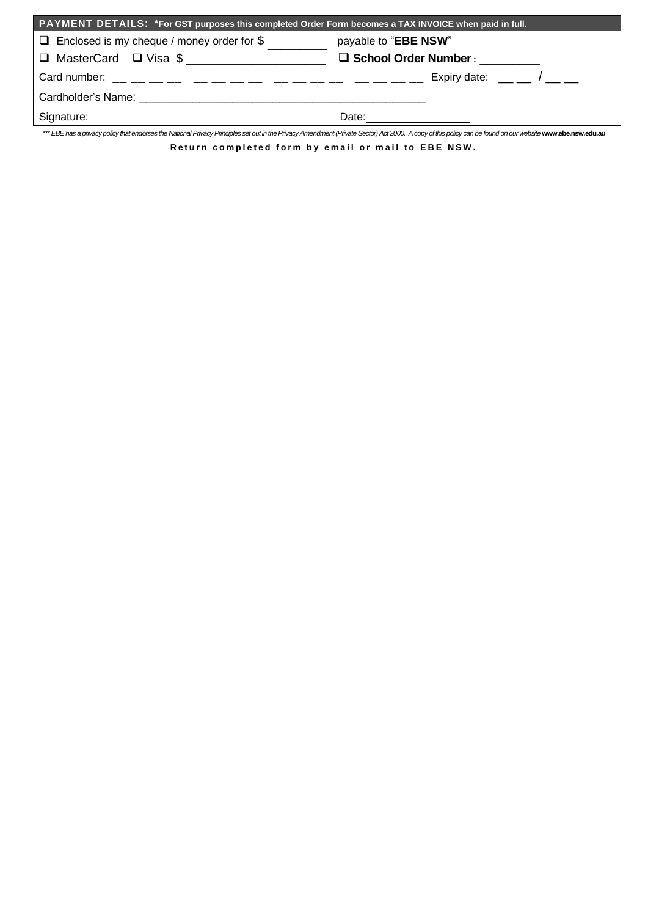**PAYMENT DETAILS: *For GST purposes this completed Order Form becomes a TAX INVOICE when paid in full.**

❑ Enclosed is my cheque / money order for $ _________ payable to "**EBE NSW**"

❑ MasterCard ❑ Visa $ _____________________ ❑ **School Order Number** : _________

Card number: __ __ __ __ __ __ __ __ __ __ __ __ __ __ __ __ Expiry date: __ __ / __ __

Cardholder's Name: _____________________________________________

Signature: ____________________________________ Date: _________________

*\*\*\* EBE has a privacy policy that endorses the National Privacy Principles set out in the Privacy Amendment (Private Sector) Act 2000. A copy of this policy can be found on our website* **www.ebe.nsw.edu.au**

**Return completed form by email or mail to EBE NSW.**